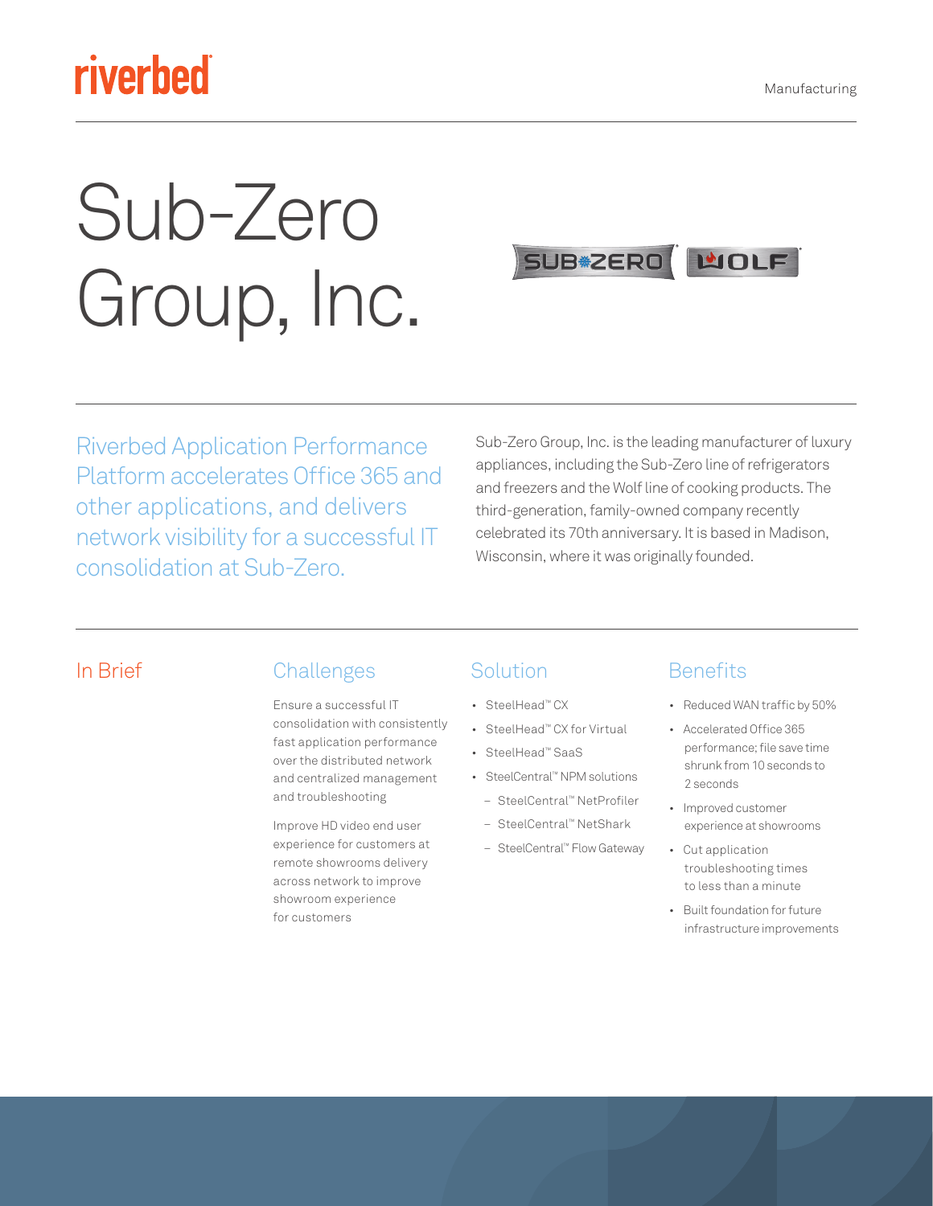riverbed

Manufacturing

# Sub-Zero Group, Inc.

Riverbed Application Performance Platform accelerates Office 365 and other applications, and delivers network visibility for a successful IT consolidation at Sub-Zero.

Sub-Zero Group, Inc. is the leading manufacturer of luxury appliances, including the Sub-Zero line of refrigerators and freezers and the Wolf line of cooking products. The third-generation, family-owned company recently celebrated its 70th anniversary. It is based in Madison, Wisconsin, where it was originally founded.

## In Brief

### Challenges

Ensure a successful IT consolidation with consistently fast application performance over the distributed network and centralized management and troubleshooting

Improve HD video end user experience for customers at remote showrooms delivery across network to improve showroom experience for customers

### Solution

- SteelHead™ CX
- SteelHead™ CX for Virtual
- SteelHead™ SaaS
- SteelCentral™ NPM solutions
  - SteelCentral™ NetProfiler
  - SteelCentral™ NetShark
  - SteelCentral™ Flow Gateway

### Benefits

- Reduced WAN traffic by 50%
- Accelerated Office 365 performance; file save time shrunk from 10 seconds to 2 seconds
- Improved customer experience at showrooms
- Cut application troubleshooting times to less than a minute
- Built foundation for future infrastructure improvements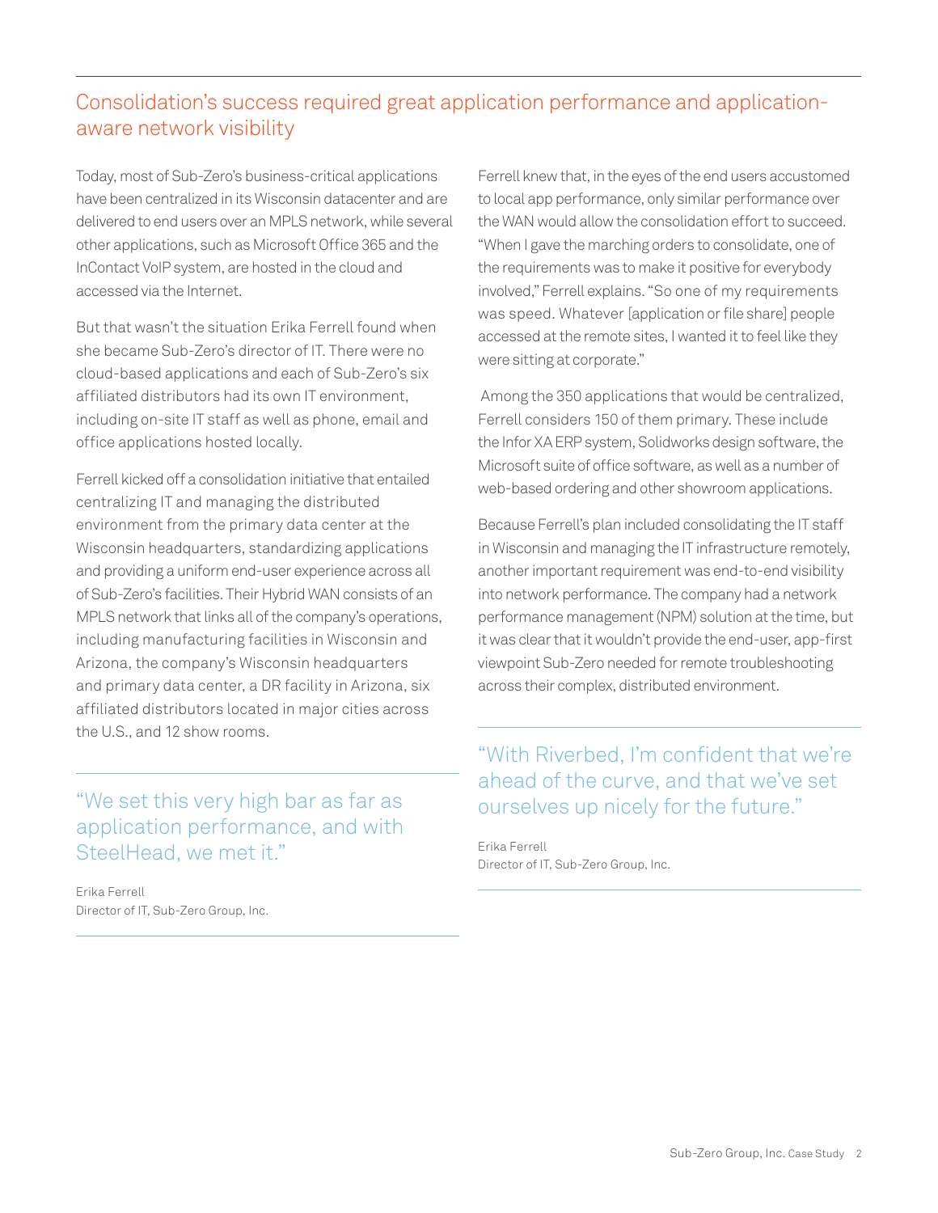## Consolidation's success required great application performance and application-aware network visibility

Today, most of Sub-Zero's business-critical applications have been centralized in its Wisconsin datacenter and are delivered to end users over an MPLS network, while several other applications, such as Microsoft Office 365 and the InContact VoIP system, are hosted in the cloud and accessed via the Internet.

But that wasn't the situation Erika Ferrell found when she became Sub-Zero's director of IT. There were no cloud-based applications and each of Sub-Zero's six affiliated distributors had its own IT environment, including on-site IT staff as well as phone, email and office applications hosted locally.

Ferrell kicked off a consolidation initiative that entailed centralizing IT and managing the distributed environment from the primary data center at the Wisconsin headquarters, standardizing applications and providing a uniform end-user experience across all of Sub-Zero's facilities. Their Hybrid WAN consists of an MPLS network that links all of the company's operations, including manufacturing facilities in Wisconsin and Arizona, the company's Wisconsin headquarters and primary data center, a DR facility in Arizona, six affiliated distributors located in major cities across the U.S., and 12 show rooms.

> "We set this very high bar as far as application performance, and with SteelHead, we met it."
>
> Erika Ferrell
> Director of IT, Sub-Zero Group, Inc.

Ferrell knew that, in the eyes of the end users accustomed to local app performance, only similar performance over the WAN would allow the consolidation effort to succeed. "When I gave the marching orders to consolidate, one of the requirements was to make it positive for everybody involved," Ferrell explains. "So one of my requirements was speed. Whatever [application or file share] people accessed at the remote sites, I wanted it to feel like they were sitting at corporate."

Among the 350 applications that would be centralized, Ferrell considers 150 of them primary. These include the Infor XA ERP system, Solidworks design software, the Microsoft suite of office software, as well as a number of web-based ordering and other showroom applications.

Because Ferrell's plan included consolidating the IT staff in Wisconsin and managing the IT infrastructure remotely, another important requirement was end-to-end visibility into network performance. The company had a network performance management (NPM) solution at the time, but it was clear that it wouldn't provide the end-user, app-first viewpoint Sub-Zero needed for remote troubleshooting across their complex, distributed environment.

> "With Riverbed, I'm confident that we're ahead of the curve, and that we've set ourselves up nicely for the future."
>
> Erika Ferrell
> Director of IT, Sub-Zero Group, Inc.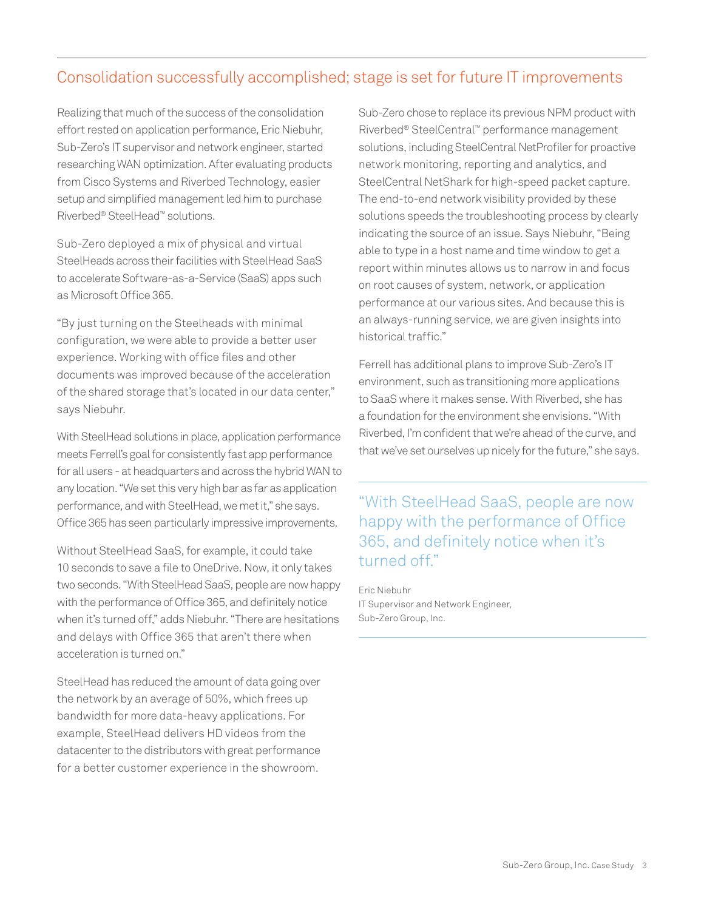## Consolidation successfully accomplished; stage is set for future IT improvements

Realizing that much of the success of the consolidation effort rested on application performance, Eric Niebuhr, Sub-Zero's IT supervisor and network engineer, started researching WAN optimization. After evaluating products from Cisco Systems and Riverbed Technology, easier setup and simplified management led him to purchase Riverbed® SteelHead™ solutions.

Sub-Zero deployed a mix of physical and virtual SteelHeads across their facilities with SteelHead SaaS to accelerate Software-as-a-Service (SaaS) apps such as Microsoft Office 365.

"By just turning on the Steelheads with minimal configuration, we were able to provide a better user experience. Working with office files and other documents was improved because of the acceleration of the shared storage that's located in our data center," says Niebuhr.

With SteelHead solutions in place, application performance meets Ferrell's goal for consistently fast app performance for all users - at headquarters and across the hybrid WAN to any location. "We set this very high bar as far as application performance, and with SteelHead, we met it," she says. Office 365 has seen particularly impressive improvements.

Without SteelHead SaaS, for example, it could take 10 seconds to save a file to OneDrive. Now, it only takes two seconds. "With SteelHead SaaS, people are now happy with the performance of Office 365, and definitely notice when it's turned off," adds Niebuhr. "There are hesitations and delays with Office 365 that aren't there when acceleration is turned on."

SteelHead has reduced the amount of data going over the network by an average of 50%, which frees up bandwidth for more data-heavy applications. For example, SteelHead delivers HD videos from the datacenter to the distributors with great performance for a better customer experience in the showroom.

Sub-Zero chose to replace its previous NPM product with Riverbed® SteelCentral™ performance management solutions, including SteelCentral NetProfiler for proactive network monitoring, reporting and analytics, and SteelCentral NetShark for high-speed packet capture. The end-to-end network visibility provided by these solutions speeds the troubleshooting process by clearly indicating the source of an issue. Says Niebuhr, "Being able to type in a host name and time window to get a report within minutes allows us to narrow in and focus on root causes of system, network, or application performance at our various sites. And because this is an always-running service, we are given insights into historical traffic."

Ferrell has additional plans to improve Sub-Zero's IT environment, such as transitioning more applications to SaaS where it makes sense. With Riverbed, she has a foundation for the environment she envisions. "With Riverbed, I'm confident that we're ahead of the curve, and that we've set ourselves up nicely for the future," she says.

> "With SteelHead SaaS, people are now happy with the performance of Office 365, and definitely notice when it's turned off."
>
> Eric Niebuhr
> IT Supervisor and Network Engineer,
> Sub-Zero Group, Inc.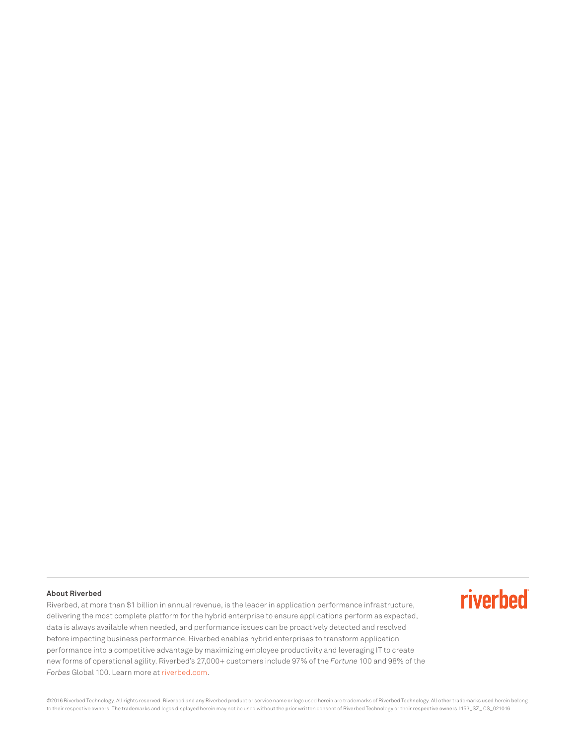**About Riverbed**

Riverbed, at more than $1 billion in annual revenue, is the leader in application performance infrastructure, delivering the most complete platform for the hybrid enterprise to ensure applications perform as expected, data is always available when needed, and performance issues can be proactively detected and resolved before impacting business performance. Riverbed enables hybrid enterprises to transform application performance into a competitive advantage by maximizing employee productivity and leveraging IT to create new forms of operational agility. Riverbed's 27,000+ customers include 97% of the *Fortune* 100 and 98% of the *Forbes* Global 100. Learn more at riverbed.com.

riverbed

©2016 Riverbed Technology. All rights reserved. Riverbed and any Riverbed product or service name or logo used herein are trademarks of Riverbed Technology. All other trademarks used herein belong to their respective owners. The trademarks and logos displayed herein may not be used without the prior written consent of Riverbed Technology or their respective owners.1153_SZ_ CS_021016